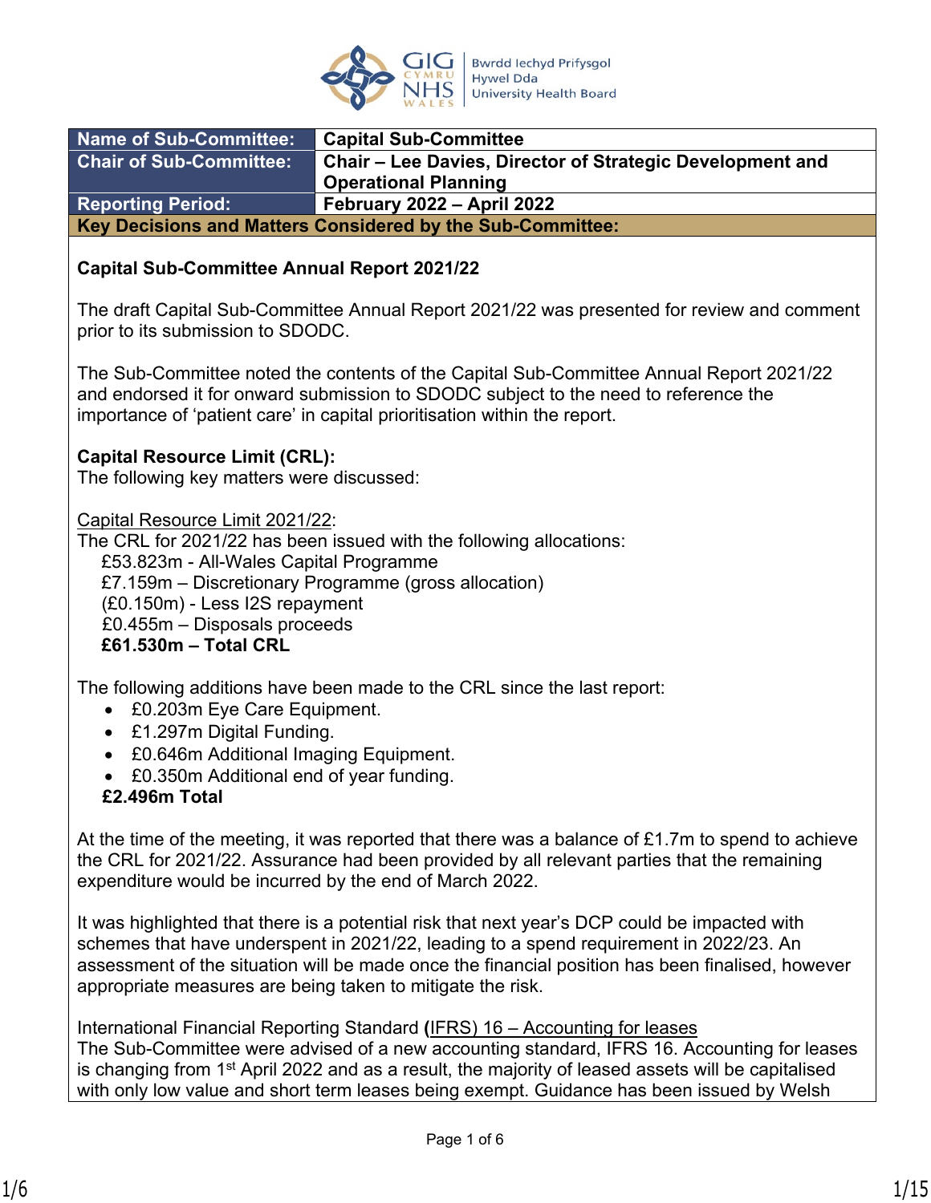| Name of Sub-Committee: | Capital Sub-Committee |
|---|---|
| Chair of Sub-Committee: | Chair – Lee Davies, Director of Strategic Development and Operational Planning |
| Reporting Period: | February 2022 – April 2022 |

**Key Decisions and Matters Considered by the Sub-Committee:**

**Capital Sub-Committee Annual Report 2021/22**

The draft Capital Sub-Committee Annual Report 2021/22 was presented for review and comment prior to its submission to SDODC.

The Sub-Committee noted the contents of the Capital Sub-Committee Annual Report 2021/22 and endorsed it for onward submission to SDODC subject to the need to reference the importance of 'patient care' in capital prioritisation within the report.

**Capital Resource Limit (CRL):**
The following key matters were discussed:

Capital Resource Limit 2021/22:
The CRL for 2021/22 has been issued with the following allocations:
£53.823m - All-Wales Capital Programme
£7.159m – Discretionary Programme (gross allocation)
(£0.150m) - Less I2S repayment
£0.455m – Disposals proceeds
**£61.530m – Total CRL**

The following additions have been made to the CRL since the last report:

- £0.203m Eye Care Equipment.
- £1.297m Digital Funding.
- £0.646m Additional Imaging Equipment.
- £0.350m Additional end of year funding.

**£2.496m Total**

At the time of the meeting, it was reported that there was a balance of £1.7m to spend to achieve the CRL for 2021/22. Assurance had been provided by all relevant parties that the remaining expenditure would be incurred by the end of March 2022.

It was highlighted that there is a potential risk that next year's DCP could be impacted with schemes that have underspent in 2021/22, leading to a spend requirement in 2022/23. An assessment of the situation will be made once the financial position has been finalised, however appropriate measures are being taken to mitigate the risk.

International Financial Reporting Standard **(**IFRS) 16 – Accounting for leases
The Sub-Committee were advised of a new accounting standard, IFRS 16. Accounting for leases is changing from 1st April 2022 and as a result, the majority of leased assets will be capitalised with only low value and short term leases being exempt. Guidance has been issued by Welsh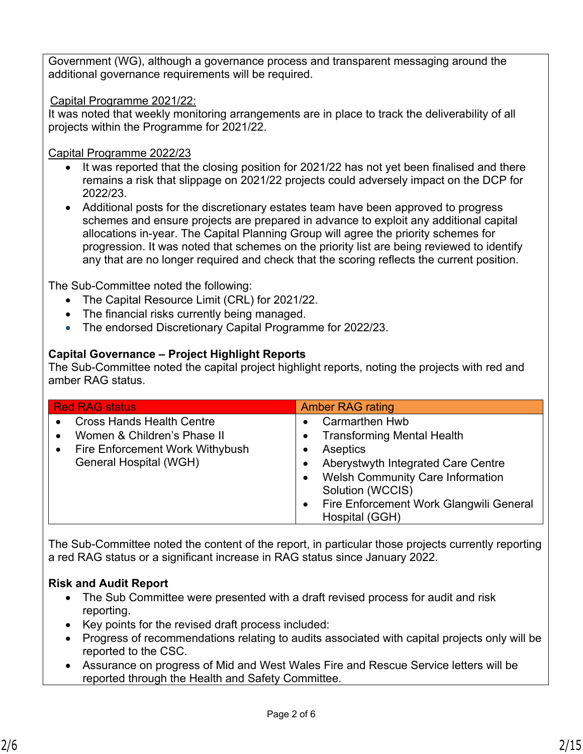Government (WG), although a governance process and transparent messaging around the additional governance requirements will be required.

Capital Programme 2021/22:
It was noted that weekly monitoring arrangements are in place to track the deliverability of all projects within the Programme for 2021/22.

Capital Programme 2022/23

- It was reported that the closing position for 2021/22 has not yet been finalised and there remains a risk that slippage on 2021/22 projects could adversely impact on the DCP for 2022/23.
- Additional posts for the discretionary estates team have been approved to progress schemes and ensure projects are prepared in advance to exploit any additional capital allocations in-year. The Capital Planning Group will agree the priority schemes for progression. It was noted that schemes on the priority list are being reviewed to identify any that are no longer required and check that the scoring reflects the current position.

The Sub-Committee noted the following:

- The Capital Resource Limit (CRL) for 2021/22.
- The financial risks currently being managed.
- The endorsed Discretionary Capital Programme for 2022/23.

**Capital Governance – Project Highlight Reports**
The Sub-Committee noted the capital project highlight reports, noting the projects with red and amber RAG status.

| Red RAG status | Amber RAG rating |
|---|---|
| • Cross Hands Health Centre<br>• Women & Children's Phase II<br>• Fire Enforcement Work Withybush General Hospital (WGH) | • Carmarthen Hwb<br>• Transforming Mental Health<br>• Aseptics<br>• Aberystwyth Integrated Care Centre<br>• Welsh Community Care Information Solution (WCCIS)<br>• Fire Enforcement Work Glangwili General Hospital (GGH) |

The Sub-Committee noted the content of the report, in particular those projects currently reporting a red RAG status or a significant increase in RAG status since January 2022.

**Risk and Audit Report**

- The Sub Committee were presented with a draft revised process for audit and risk reporting.
- Key points for the revised draft process included:
- Progress of recommendations relating to audits associated with capital projects only will be reported to the CSC.
- Assurance on progress of Mid and West Wales Fire and Rescue Service letters will be reported through the Health and Safety Committee.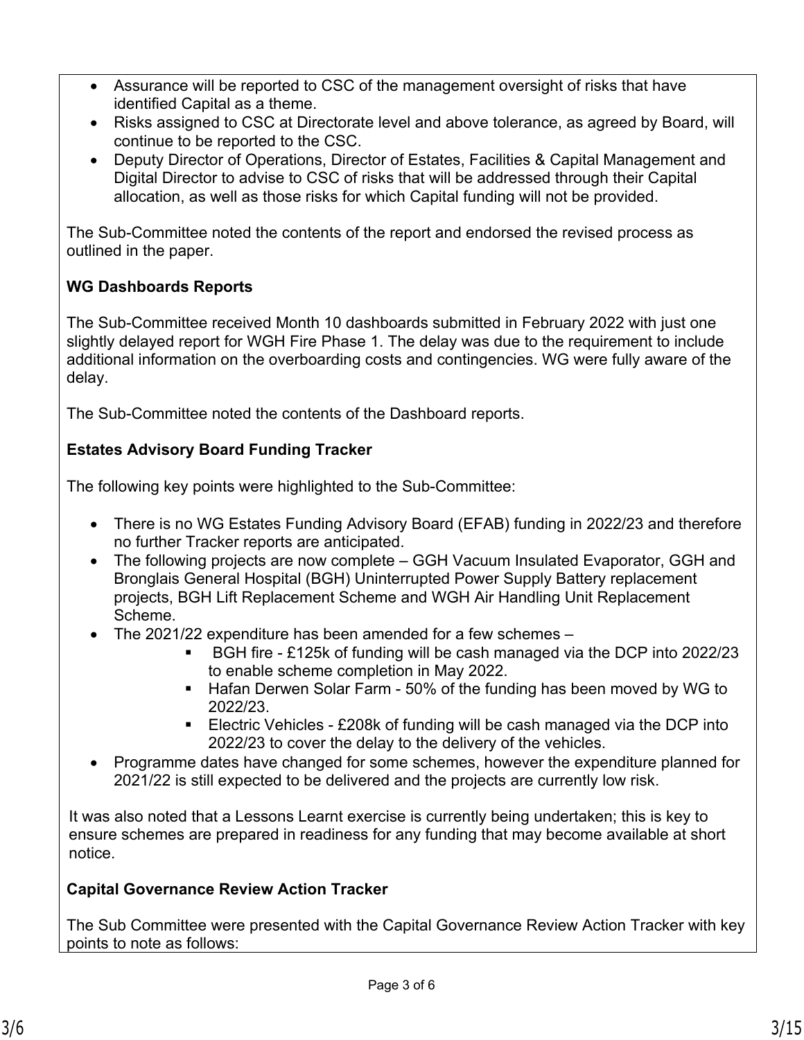- Assurance will be reported to CSC of the management oversight of risks that have identified Capital as a theme.
- Risks assigned to CSC at Directorate level and above tolerance, as agreed by Board, will continue to be reported to the CSC.
- Deputy Director of Operations, Director of Estates, Facilities & Capital Management and Digital Director to advise to CSC of risks that will be addressed through their Capital allocation, as well as those risks for which Capital funding will not be provided.

The Sub-Committee noted the contents of the report and endorsed the revised process as outlined in the paper.

**WG Dashboards Reports**

The Sub-Committee received Month 10 dashboards submitted in February 2022 with just one slightly delayed report for WGH Fire Phase 1. The delay was due to the requirement to include additional information on the overboarding costs and contingencies. WG were fully aware of the delay.

The Sub-Committee noted the contents of the Dashboard reports.

**Estates Advisory Board Funding Tracker**

The following key points were highlighted to the Sub-Committee:

- There is no WG Estates Funding Advisory Board (EFAB) funding in 2022/23 and therefore no further Tracker reports are anticipated.
- The following projects are now complete – GGH Vacuum Insulated Evaporator, GGH and Bronglais General Hospital (BGH) Uninterrupted Power Supply Battery replacement projects, BGH Lift Replacement Scheme and WGH Air Handling Unit Replacement Scheme.
- The 2021/22 expenditure has been amended for a few schemes –
    - BGH fire - £125k of funding will be cash managed via the DCP into 2022/23 to enable scheme completion in May 2022.
    - Hafan Derwen Solar Farm - 50% of the funding has been moved by WG to 2022/23.
    - Electric Vehicles - £208k of funding will be cash managed via the DCP into 2022/23 to cover the delay to the delivery of the vehicles.
- Programme dates have changed for some schemes, however the expenditure planned for 2021/22 is still expected to be delivered and the projects are currently low risk.

It was also noted that a Lessons Learnt exercise is currently being undertaken; this is key to ensure schemes are prepared in readiness for any funding that may become available at short notice.

**Capital Governance Review Action Tracker**

The Sub Committee were presented with the Capital Governance Review Action Tracker with key points to note as follows: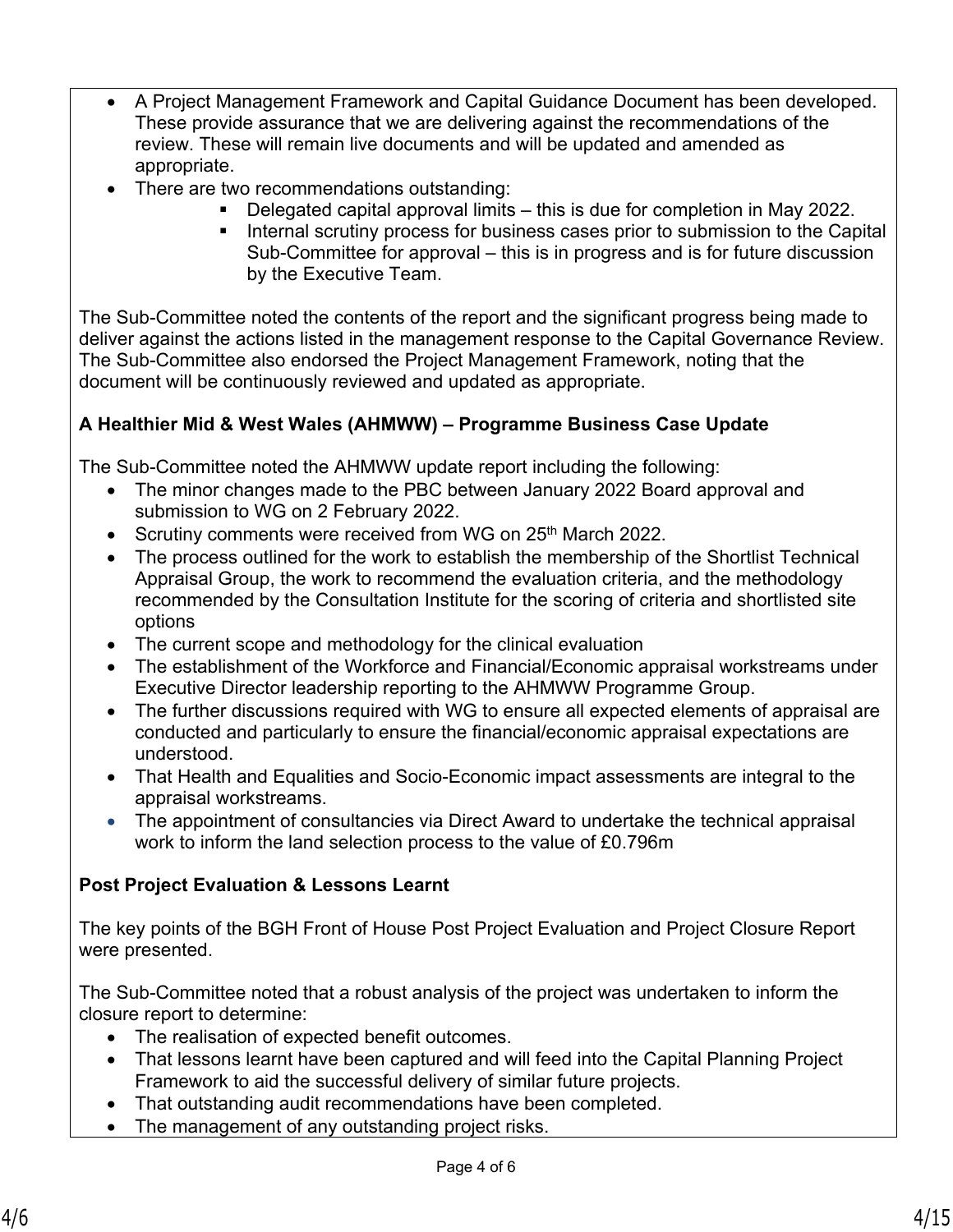- A Project Management Framework and Capital Guidance Document has been developed. These provide assurance that we are delivering against the recommendations of the review. These will remain live documents and will be updated and amended as appropriate.
- There are two recommendations outstanding:
  - Delegated capital approval limits – this is due for completion in May 2022.
  - Internal scrutiny process for business cases prior to submission to the Capital Sub-Committee for approval – this is in progress and is for future discussion by the Executive Team.

The Sub-Committee noted the contents of the report and the significant progress being made to deliver against the actions listed in the management response to the Capital Governance Review. The Sub-Committee also endorsed the Project Management Framework, noting that the document will be continuously reviewed and updated as appropriate.

**A Healthier Mid & West Wales (AHMWW) – Programme Business Case Update**

The Sub-Committee noted the AHMWW update report including the following:

- The minor changes made to the PBC between January 2022 Board approval and submission to WG on 2 February 2022.
- Scrutiny comments were received from WG on 25th March 2022.
- The process outlined for the work to establish the membership of the Shortlist Technical Appraisal Group, the work to recommend the evaluation criteria, and the methodology recommended by the Consultation Institute for the scoring of criteria and shortlisted site options
- The current scope and methodology for the clinical evaluation
- The establishment of the Workforce and Financial/Economic appraisal workstreams under Executive Director leadership reporting to the AHMWW Programme Group.
- The further discussions required with WG to ensure all expected elements of appraisal are conducted and particularly to ensure the financial/economic appraisal expectations are understood.
- That Health and Equalities and Socio-Economic impact assessments are integral to the appraisal workstreams.
- The appointment of consultancies via Direct Award to undertake the technical appraisal work to inform the land selection process to the value of £0.796m

**Post Project Evaluation & Lessons Learnt**

The key points of the BGH Front of House Post Project Evaluation and Project Closure Report were presented.

The Sub-Committee noted that a robust analysis of the project was undertaken to inform the closure report to determine:

- The realisation of expected benefit outcomes.
- That lessons learnt have been captured and will feed into the Capital Planning Project Framework to aid the successful delivery of similar future projects.
- That outstanding audit recommendations have been completed.
- The management of any outstanding project risks.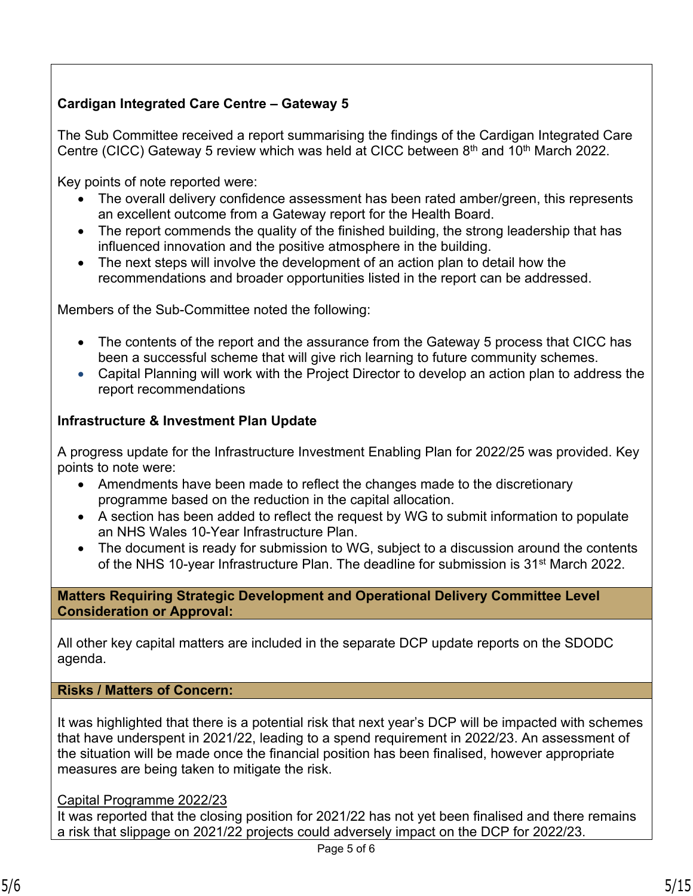**Cardigan Integrated Care Centre – Gateway 5**

The Sub Committee received a report summarising the findings of the Cardigan Integrated Care Centre (CICC) Gateway 5 review which was held at CICC between 8th and 10th March 2022.

Key points of note reported were:

- The overall delivery confidence assessment has been rated amber/green, this represents an excellent outcome from a Gateway report for the Health Board.
- The report commends the quality of the finished building, the strong leadership that has influenced innovation and the positive atmosphere in the building.
- The next steps will involve the development of an action plan to detail how the recommendations and broader opportunities listed in the report can be addressed.

Members of the Sub-Committee noted the following:

- The contents of the report and the assurance from the Gateway 5 process that CICC has been a successful scheme that will give rich learning to future community schemes.
- Capital Planning will work with the Project Director to develop an action plan to address the report recommendations

**Infrastructure & Investment Plan Update**

A progress update for the Infrastructure Investment Enabling Plan for 2022/25 was provided. Key points to note were:

- Amendments have been made to reflect the changes made to the discretionary programme based on the reduction in the capital allocation.
- A section has been added to reflect the request by WG to submit information to populate an NHS Wales 10-Year Infrastructure Plan.
- The document is ready for submission to WG, subject to a discussion around the contents of the NHS 10-year Infrastructure Plan. The deadline for submission is 31st March 2022.

**Matters Requiring Strategic Development and Operational Delivery Committee Level Consideration or Approval:**

All other key capital matters are included in the separate DCP update reports on the SDODC agenda.

**Risks / Matters of Concern:**

It was highlighted that there is a potential risk that next year's DCP will be impacted with schemes that have underspent in 2021/22, leading to a spend requirement in 2022/23. An assessment of the situation will be made once the financial position has been finalised, however appropriate measures are being taken to mitigate the risk.

Capital Programme 2022/23

It was reported that the closing position for 2021/22 has not yet been finalised and there remains a risk that slippage on 2021/22 projects could adversely impact on the DCP for 2022/23.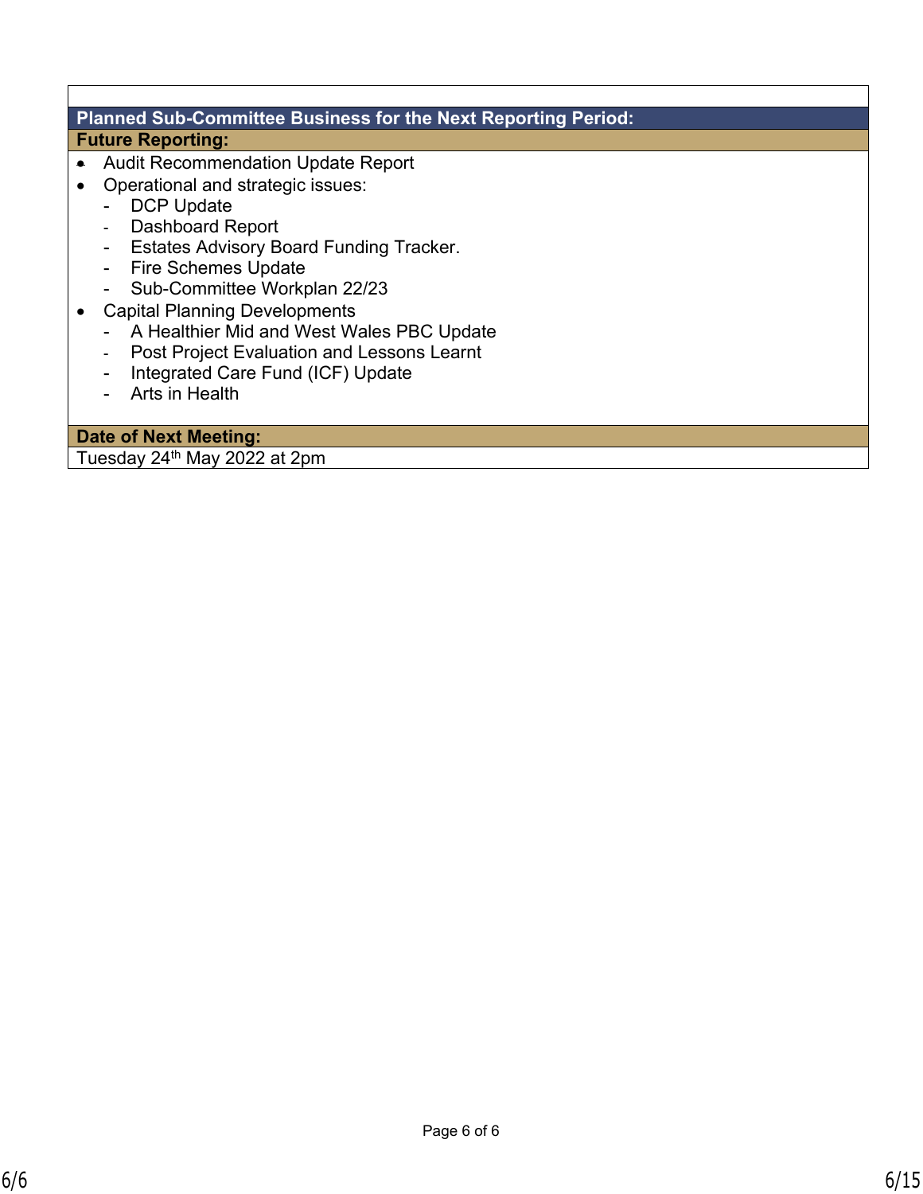**Planned Sub-Committee Business for the Next Reporting Period:**

**Future Reporting:**

- Audit Recommendation Update Report
- Operational and strategic issues:
  - DCP Update
  - Dashboard Report
  - Estates Advisory Board Funding Tracker.
  - Fire Schemes Update
  - Sub-Committee Workplan 22/23
- Capital Planning Developments
  - A Healthier Mid and West Wales PBC Update
  - Post Project Evaluation and Lessons Learnt
  - Integrated Care Fund (ICF) Update
  - Arts in Health

**Date of Next Meeting:**

Tuesday 24th May 2022 at 2pm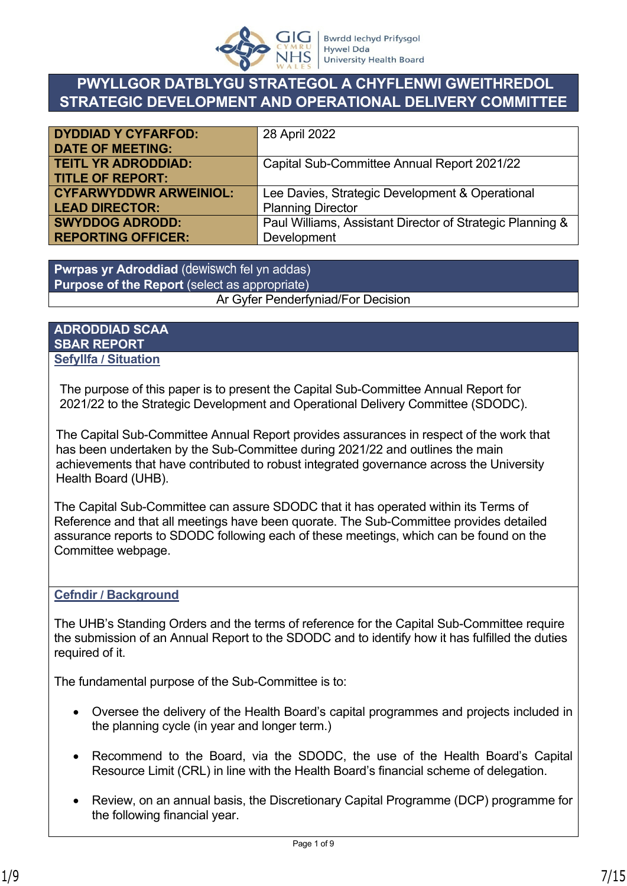# PWYLLGOR DATBLYGU STRATEGOL A CHYFLENWI GWEITHREDOL
# STRATEGIC DEVELOPMENT AND OPERATIONAL DELIVERY COMMITTEE

| | |
|---|---|
| **DYDDIAD Y CYFARFOD: DATE OF MEETING:** | 28 April 2022 |
| **TEITL YR ADRODDIAD: TITLE OF REPORT:** | Capital Sub-Committee Annual Report 2021/22 |
| **CYFARWYDDWR ARWEINIOL: LEAD DIRECTOR:** | Lee Davies, Strategic Development & Operational Planning Director |
| **SWYDDOG ADRODD: REPORTING OFFICER:** | Paul Williams, Assistant Director of Strategic Planning & Development |

| **Pwrpas yr Adroddiad** (dewiswch fel yn addas) **Purpose of the Report** (select as appropriate) |
|---|
| Ar Gyfer Penderfyniad/For Decision |

## ADRODDIAD SCAA
## SBAR REPORT

### Sefyllfa / Situation

The purpose of this paper is to present the Capital Sub-Committee Annual Report for 2021/22 to the Strategic Development and Operational Delivery Committee (SDODC).

The Capital Sub-Committee Annual Report provides assurances in respect of the work that has been undertaken by the Sub-Committee during 2021/22 and outlines the main achievements that have contributed to robust integrated governance across the University Health Board (UHB).

The Capital Sub-Committee can assure SDODC that it has operated within its Terms of Reference and that all meetings have been quorate. The Sub-Committee provides detailed assurance reports to SDODC following each of these meetings, which can be found on the Committee webpage.

### Cefndir / Background

The UHB's Standing Orders and the terms of reference for the Capital Sub-Committee require the submission of an Annual Report to the SDODC and to identify how it has fulfilled the duties required of it.

The fundamental purpose of the Sub-Committee is to:

- Oversee the delivery of the Health Board's capital programmes and projects included in the planning cycle (in year and longer term.)
- Recommend to the Board, via the SDODC, the use of the Health Board's Capital Resource Limit (CRL) in line with the Health Board's financial scheme of delegation.
- Review, on an annual basis, the Discretionary Capital Programme (DCP) programme for the following financial year.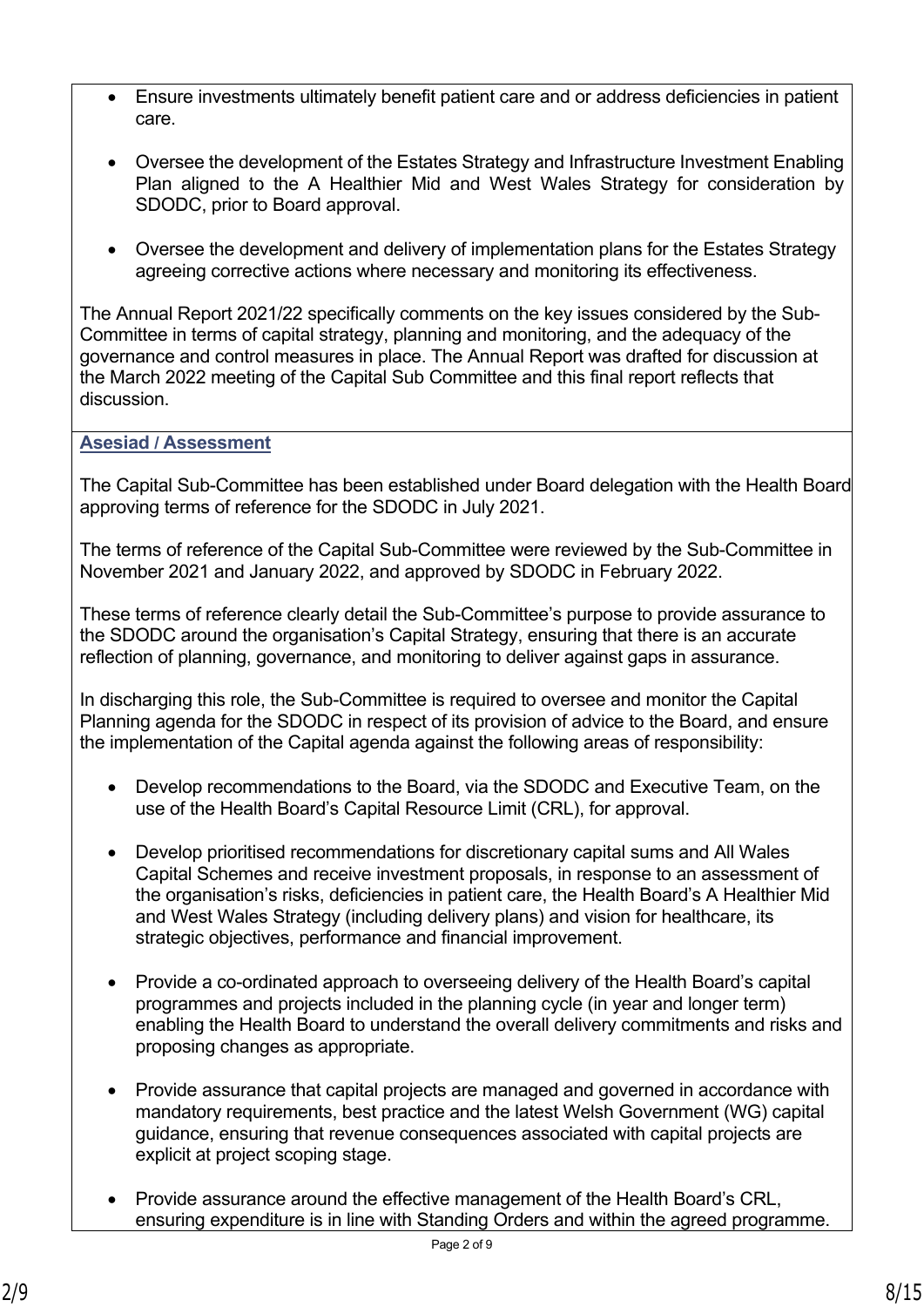- Ensure investments ultimately benefit patient care and or address deficiencies in patient care.

- Oversee the development of the Estates Strategy and Infrastructure Investment Enabling Plan aligned to the A Healthier Mid and West Wales Strategy for consideration by SDODC, prior to Board approval.

- Oversee the development and delivery of implementation plans for the Estates Strategy agreeing corrective actions where necessary and monitoring its effectiveness.

The Annual Report 2021/22 specifically comments on the key issues considered by the Sub-Committee in terms of capital strategy, planning and monitoring, and the adequacy of the governance and control measures in place. The Annual Report was drafted for discussion at the March 2022 meeting of the Capital Sub Committee and this final report reflects that discussion.

**Asesiad / Assessment**

The Capital Sub-Committee has been established under Board delegation with the Health Board approving terms of reference for the SDODC in July 2021.

The terms of reference of the Capital Sub-Committee were reviewed by the Sub-Committee in November 2021 and January 2022, and approved by SDODC in February 2022.

These terms of reference clearly detail the Sub-Committee's purpose to provide assurance to the SDODC around the organisation's Capital Strategy, ensuring that there is an accurate reflection of planning, governance, and monitoring to deliver against gaps in assurance.

In discharging this role, the Sub-Committee is required to oversee and monitor the Capital Planning agenda for the SDODC in respect of its provision of advice to the Board, and ensure the implementation of the Capital agenda against the following areas of responsibility:

- Develop recommendations to the Board, via the SDODC and Executive Team, on the use of the Health Board's Capital Resource Limit (CRL), for approval.

- Develop prioritised recommendations for discretionary capital sums and All Wales Capital Schemes and receive investment proposals, in response to an assessment of the organisation's risks, deficiencies in patient care, the Health Board's A Healthier Mid and West Wales Strategy (including delivery plans) and vision for healthcare, its strategic objectives, performance and financial improvement.

- Provide a co-ordinated approach to overseeing delivery of the Health Board's capital programmes and projects included in the planning cycle (in year and longer term) enabling the Health Board to understand the overall delivery commitments and risks and proposing changes as appropriate.

- Provide assurance that capital projects are managed and governed in accordance with mandatory requirements, best practice and the latest Welsh Government (WG) capital guidance, ensuring that revenue consequences associated with capital projects are explicit at project scoping stage.

- Provide assurance around the effective management of the Health Board's CRL, ensuring expenditure is in line with Standing Orders and within the agreed programme.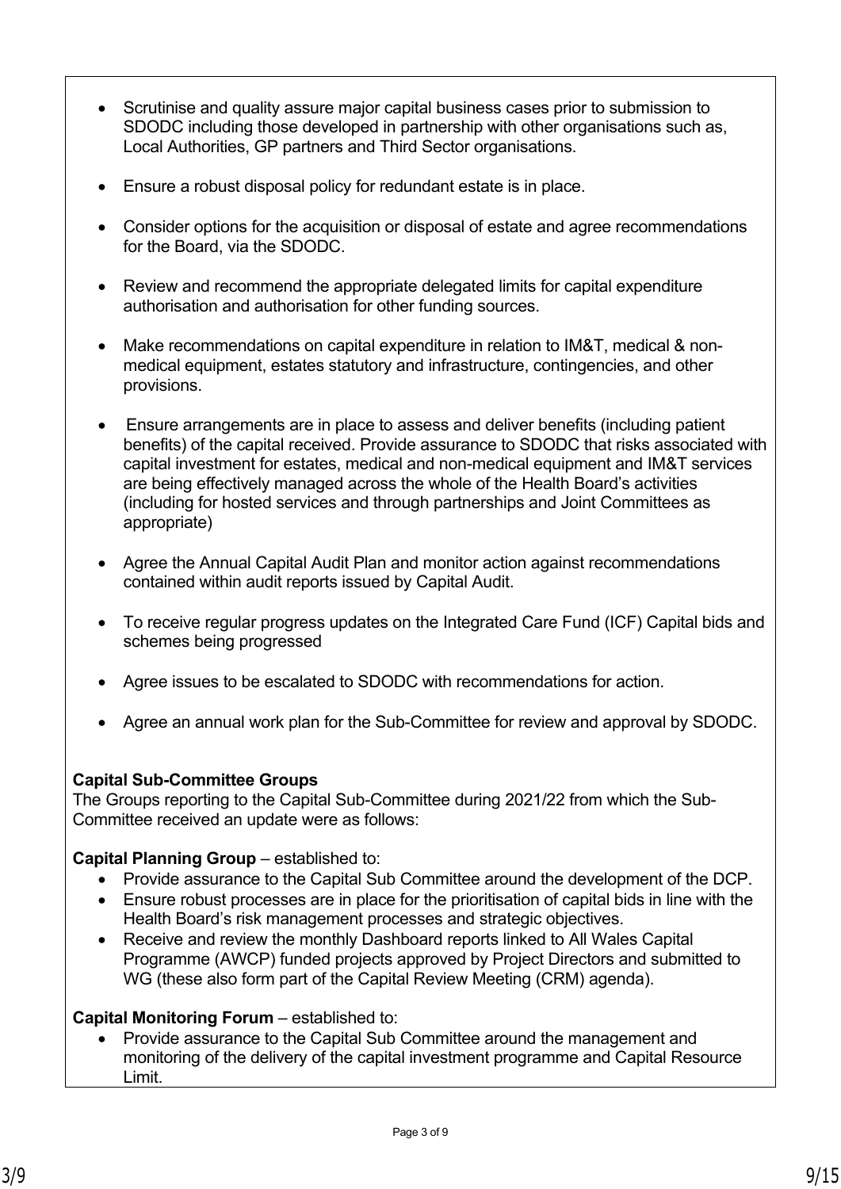- Scrutinise and quality assure major capital business cases prior to submission to SDODC including those developed in partnership with other organisations such as, Local Authorities, GP partners and Third Sector organisations.

- Ensure a robust disposal policy for redundant estate is in place.

- Consider options for the acquisition or disposal of estate and agree recommendations for the Board, via the SDODC.

- Review and recommend the appropriate delegated limits for capital expenditure authorisation and authorisation for other funding sources.

- Make recommendations on capital expenditure in relation to IM&T, medical & non-medical equipment, estates statutory and infrastructure, contingencies, and other provisions.

- Ensure arrangements are in place to assess and deliver benefits (including patient benefits) of the capital received. Provide assurance to SDODC that risks associated with capital investment for estates, medical and non-medical equipment and IM&T services are being effectively managed across the whole of the Health Board's activities (including for hosted services and through partnerships and Joint Committees as appropriate)

- Agree the Annual Capital Audit Plan and monitor action against recommendations contained within audit reports issued by Capital Audit.

- To receive regular progress updates on the Integrated Care Fund (ICF) Capital bids and schemes being progressed

- Agree issues to be escalated to SDODC with recommendations for action.

- Agree an annual work plan for the Sub-Committee for review and approval by SDODC.

**Capital Sub-Committee Groups**
The Groups reporting to the Capital Sub-Committee during 2021/22 from which the Sub-Committee received an update were as follows:

**Capital Planning Group** – established to:
- Provide assurance to the Capital Sub Committee around the development of the DCP.
- Ensure robust processes are in place for the prioritisation of capital bids in line with the Health Board's risk management processes and strategic objectives.
- Receive and review the monthly Dashboard reports linked to All Wales Capital Programme (AWCP) funded projects approved by Project Directors and submitted to WG (these also form part of the Capital Review Meeting (CRM) agenda).

**Capital Monitoring Forum** – established to:
- Provide assurance to the Capital Sub Committee around the management and monitoring of the delivery of the capital investment programme and Capital Resource Limit.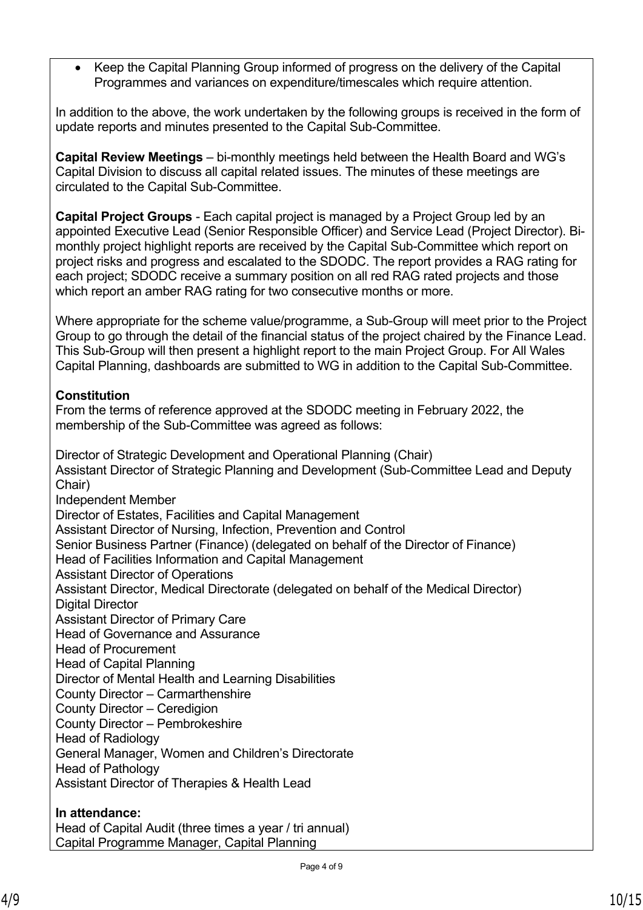- Keep the Capital Planning Group informed of progress on the delivery of the Capital Programmes and variances on expenditure/timescales which require attention.

In addition to the above, the work undertaken by the following groups is received in the form of update reports and minutes presented to the Capital Sub-Committee.

**Capital Review Meetings** – bi-monthly meetings held between the Health Board and WG's Capital Division to discuss all capital related issues. The minutes of these meetings are circulated to the Capital Sub-Committee.

**Capital Project Groups** - Each capital project is managed by a Project Group led by an appointed Executive Lead (Senior Responsible Officer) and Service Lead (Project Director). Bi-monthly project highlight reports are received by the Capital Sub-Committee which report on project risks and progress and escalated to the SDODC. The report provides a RAG rating for each project; SDODC receive a summary position on all red RAG rated projects and those which report an amber RAG rating for two consecutive months or more.

Where appropriate for the scheme value/programme, a Sub-Group will meet prior to the Project Group to go through the detail of the financial status of the project chaired by the Finance Lead. This Sub-Group will then present a highlight report to the main Project Group. For All Wales Capital Planning, dashboards are submitted to WG in addition to the Capital Sub-Committee.

**Constitution**
From the terms of reference approved at the SDODC meeting in February 2022, the membership of the Sub-Committee was agreed as follows:

Director of Strategic Development and Operational Planning (Chair)
Assistant Director of Strategic Planning and Development (Sub-Committee Lead and Deputy Chair)
Independent Member
Director of Estates, Facilities and Capital Management
Assistant Director of Nursing, Infection, Prevention and Control
Senior Business Partner (Finance) (delegated on behalf of the Director of Finance)
Head of Facilities Information and Capital Management
Assistant Director of Operations
Assistant Director, Medical Directorate (delegated on behalf of the Medical Director)
Digital Director
Assistant Director of Primary Care
Head of Governance and Assurance
Head of Procurement
Head of Capital Planning
Director of Mental Health and Learning Disabilities
County Director – Carmarthenshire
County Director – Ceredigion
County Director – Pembrokeshire
Head of Radiology
General Manager, Women and Children's Directorate
Head of Pathology
Assistant Director of Therapies & Health Lead

**In attendance:**
Head of Capital Audit (three times a year / tri annual)
Capital Programme Manager, Capital Planning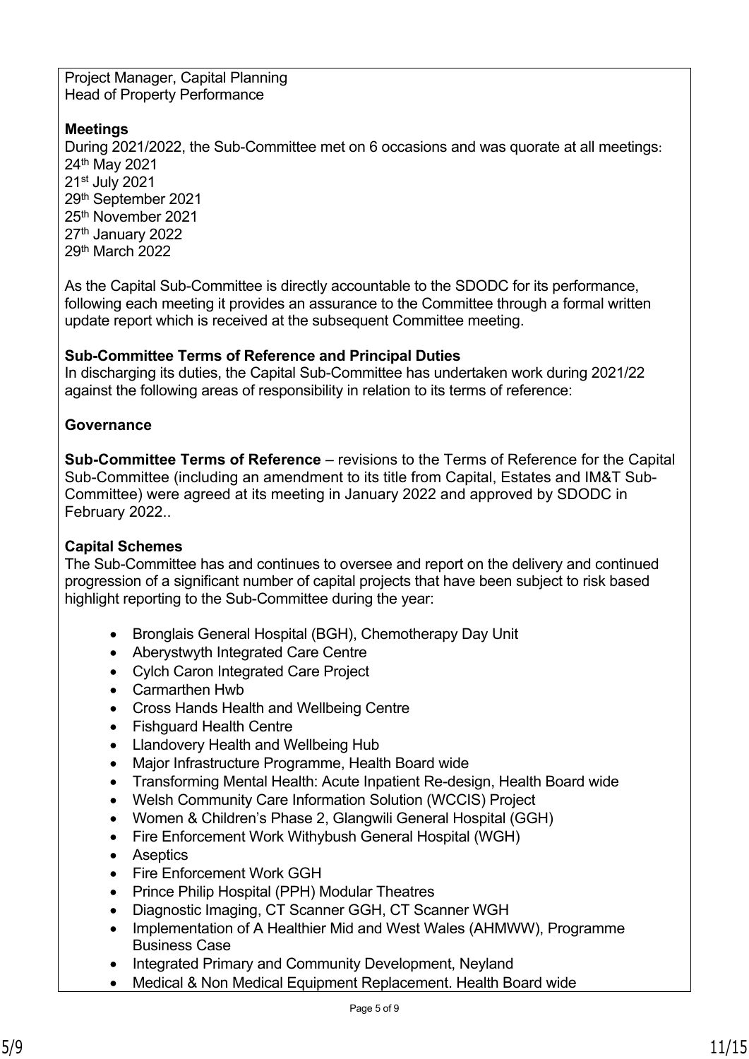Project Manager, Capital Planning
Head of Property Performance

**Meetings**
During 2021/2022, the Sub-Committee met on 6 occasions and was quorate at all meetings:
24th May 2021
21st July 2021
29th September 2021
25th November 2021
27th January 2022
29th March 2022

As the Capital Sub-Committee is directly accountable to the SDODC for its performance, following each meeting it provides an assurance to the Committee through a formal written update report which is received at the subsequent Committee meeting.

**Sub-Committee Terms of Reference and Principal Duties**
In discharging its duties, the Capital Sub-Committee has undertaken work during 2021/22 against the following areas of responsibility in relation to its terms of reference:

**Governance**

**Sub-Committee Terms of Reference** – revisions to the Terms of Reference for the Capital Sub-Committee (including an amendment to its title from Capital, Estates and IM&T Sub-Committee) were agreed at its meeting in January 2022 and approved by SDODC in February 2022..

**Capital Schemes**
The Sub-Committee has and continues to oversee and report on the delivery and continued progression of a significant number of capital projects that have been subject to risk based highlight reporting to the Sub-Committee during the year:

- Bronglais General Hospital (BGH), Chemotherapy Day Unit
- Aberystwyth Integrated Care Centre
- Cylch Caron Integrated Care Project
- Carmarthen Hwb
- Cross Hands Health and Wellbeing Centre
- Fishguard Health Centre
- Llandovery Health and Wellbeing Hub
- Major Infrastructure Programme, Health Board wide
- Transforming Mental Health: Acute Inpatient Re-design, Health Board wide
- Welsh Community Care Information Solution (WCCIS) Project
- Women & Children's Phase 2, Glangwili General Hospital (GGH)
- Fire Enforcement Work Withybush General Hospital (WGH)
- Aseptics
- Fire Enforcement Work GGH
- Prince Philip Hospital (PPH) Modular Theatres
- Diagnostic Imaging, CT Scanner GGH, CT Scanner WGH
- Implementation of A Healthier Mid and West Wales (AHMWW), Programme Business Case
- Integrated Primary and Community Development, Neyland
- Medical & Non Medical Equipment Replacement. Health Board wide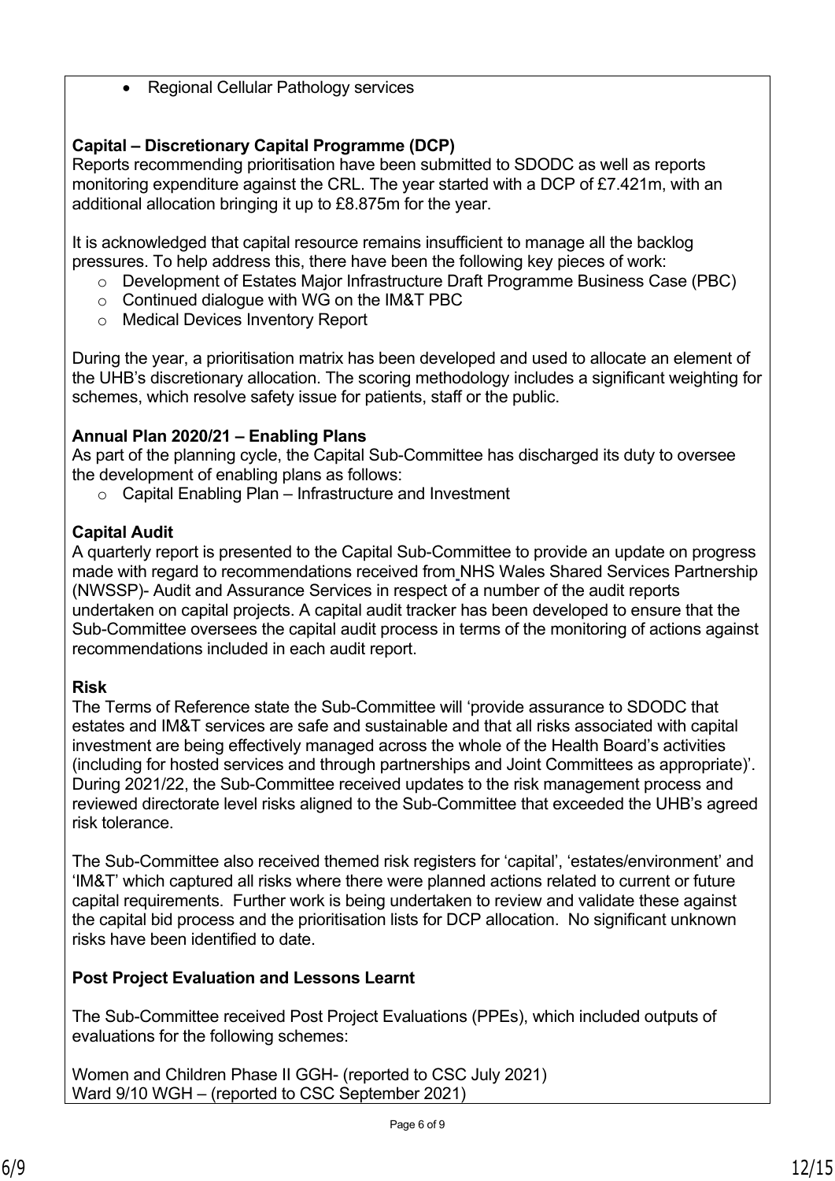- Regional Cellular Pathology services

**Capital – Discretionary Capital Programme (DCP)**
Reports recommending prioritisation have been submitted to SDODC as well as reports monitoring expenditure against the CRL. The year started with a DCP of £7.421m, with an additional allocation bringing it up to £8.875m for the year.

It is acknowledged that capital resource remains insufficient to manage all the backlog pressures. To help address this, there have been the following key pieces of work:

- Development of Estates Major Infrastructure Draft Programme Business Case (PBC)
- Continued dialogue with WG on the IM&T PBC
- Medical Devices Inventory Report

During the year, a prioritisation matrix has been developed and used to allocate an element of the UHB's discretionary allocation. The scoring methodology includes a significant weighting for schemes, which resolve safety issue for patients, staff or the public.

**Annual Plan 2020/21 – Enabling Plans**
As part of the planning cycle, the Capital Sub-Committee has discharged its duty to oversee the development of enabling plans as follows:

- Capital Enabling Plan – Infrastructure and Investment

**Capital Audit**
A quarterly report is presented to the Capital Sub-Committee to provide an update on progress made with regard to recommendations received from NHS Wales Shared Services Partnership (NWSSP)- Audit and Assurance Services in respect of a number of the audit reports undertaken on capital projects. A capital audit tracker has been developed to ensure that the Sub-Committee oversees the capital audit process in terms of the monitoring of actions against recommendations included in each audit report.

**Risk**
The Terms of Reference state the Sub-Committee will 'provide assurance to SDODC that estates and IM&T services are safe and sustainable and that all risks associated with capital investment are being effectively managed across the whole of the Health Board's activities (including for hosted services and through partnerships and Joint Committees as appropriate)'. During 2021/22, the Sub-Committee received updates to the risk management process and reviewed directorate level risks aligned to the Sub-Committee that exceeded the UHB's agreed risk tolerance.

The Sub-Committee also received themed risk registers for 'capital', 'estates/environment' and 'IM&T' which captured all risks where there were planned actions related to current or future capital requirements. Further work is being undertaken to review and validate these against the capital bid process and the prioritisation lists for DCP allocation. No significant unknown risks have been identified to date.

**Post Project Evaluation and Lessons Learnt**

The Sub-Committee received Post Project Evaluations (PPEs), which included outputs of evaluations for the following schemes:

Women and Children Phase II GGH- (reported to CSC July 2021)
Ward 9/10 WGH – (reported to CSC September 2021)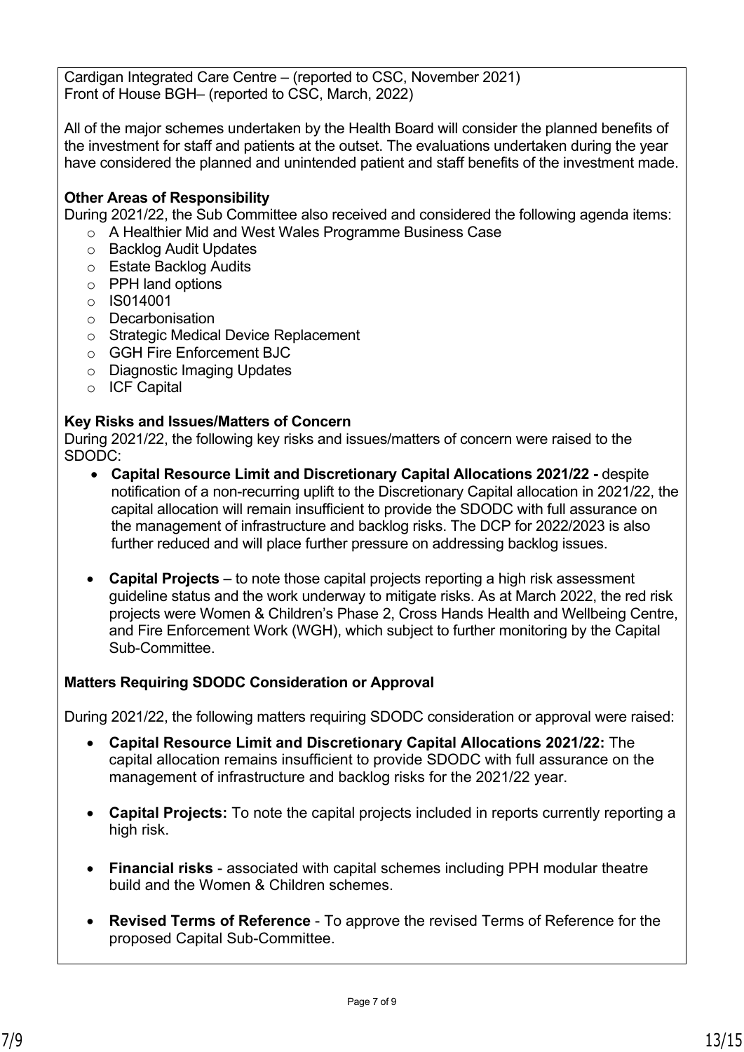Cardigan Integrated Care Centre – (reported to CSC, November 2021)
Front of House BGH– (reported to CSC, March, 2022)

All of the major schemes undertaken by the Health Board will consider the planned benefits of the investment for staff and patients at the outset. The evaluations undertaken during the year have considered the planned and unintended patient and staff benefits of the investment made.

**Other Areas of Responsibility**
During 2021/22, the Sub Committee also received and considered the following agenda items:

- A Healthier Mid and West Wales Programme Business Case
- Backlog Audit Updates
- Estate Backlog Audits
- PPH land options
- IS014001
- Decarbonisation
- Strategic Medical Device Replacement
- GGH Fire Enforcement BJC
- Diagnostic Imaging Updates
- ICF Capital

**Key Risks and Issues/Matters of Concern**
During 2021/22, the following key risks and issues/matters of concern were raised to the SDODC:

- **Capital Resource Limit and Discretionary Capital Allocations 2021/22 -** despite notification of a non-recurring uplift to the Discretionary Capital allocation in 2021/22, the capital allocation will remain insufficient to provide the SDODC with full assurance on the management of infrastructure and backlog risks. The DCP for 2022/2023 is also further reduced and will place further pressure on addressing backlog issues.

- **Capital Projects** – to note those capital projects reporting a high risk assessment guideline status and the work underway to mitigate risks. As at March 2022, the red risk projects were Women & Children's Phase 2, Cross Hands Health and Wellbeing Centre, and Fire Enforcement Work (WGH), which subject to further monitoring by the Capital Sub-Committee.

**Matters Requiring SDODC Consideration or Approval**

During 2021/22, the following matters requiring SDODC consideration or approval were raised:

- **Capital Resource Limit and Discretionary Capital Allocations 2021/22:** The capital allocation remains insufficient to provide SDODC with full assurance on the management of infrastructure and backlog risks for the 2021/22 year.

- **Capital Projects:** To note the capital projects included in reports currently reporting a high risk.

- **Financial risks** - associated with capital schemes including PPH modular theatre build and the Women & Children schemes.

- **Revised Terms of Reference** - To approve the revised Terms of Reference for the proposed Capital Sub-Committee.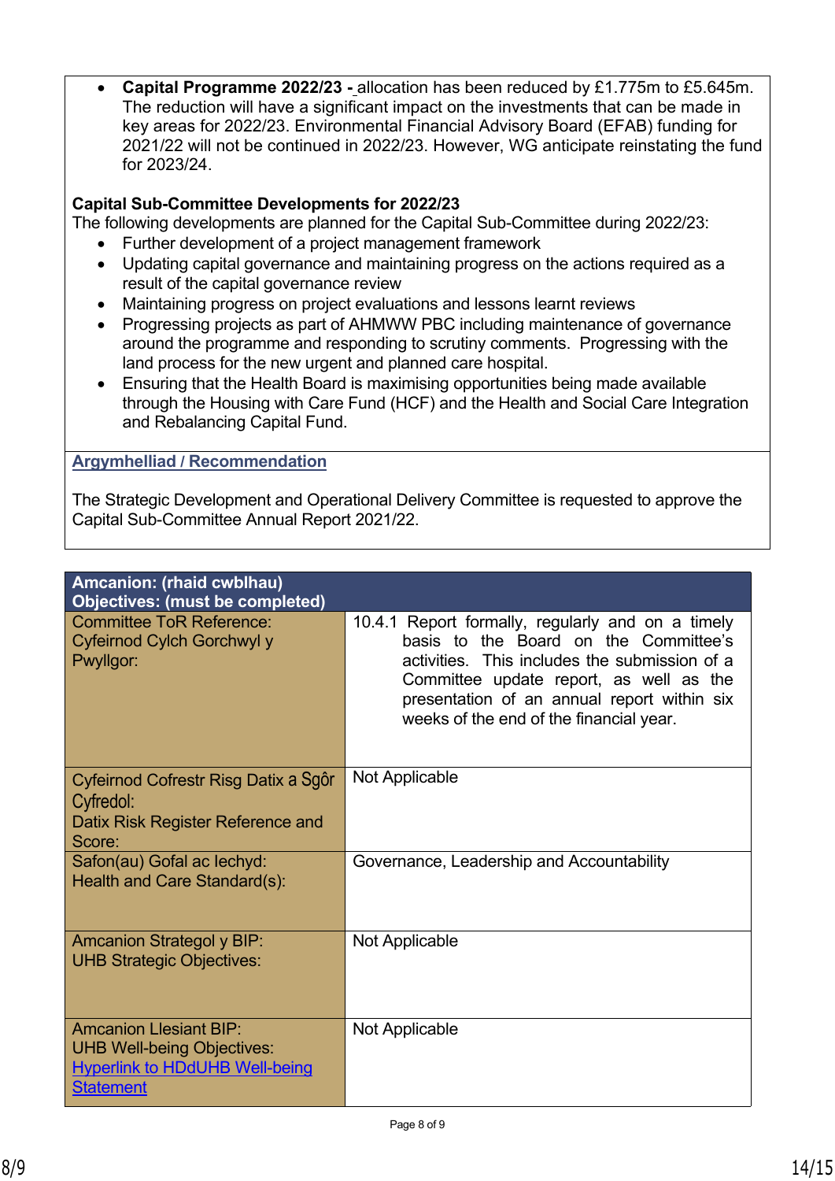- **Capital Programme 2022/23 -** allocation has been reduced by £1.775m to £5.645m. The reduction will have a significant impact on the investments that can be made in key areas for 2022/23. Environmental Financial Advisory Board (EFAB) funding for 2021/22 will not be continued in 2022/23. However, WG anticipate reinstating the fund for 2023/24.

**Capital Sub-Committee Developments for 2022/23**
The following developments are planned for the Capital Sub-Committee during 2022/23:

- Further development of a project management framework
- Updating capital governance and maintaining progress on the actions required as a result of the capital governance review
- Maintaining progress on project evaluations and lessons learnt reviews
- Progressing projects as part of AHMWW PBC including maintenance of governance around the programme and responding to scrutiny comments. Progressing with the land process for the new urgent and planned care hospital.
- Ensuring that the Health Board is maximising opportunities being made available through the Housing with Care Fund (HCF) and the Health and Social Care Integration and Rebalancing Capital Fund.

**Argymhelliad / Recommendation**

The Strategic Development and Operational Delivery Committee is requested to approve the Capital Sub-Committee Annual Report 2021/22.

| **Amcanion: (rhaid cwblhau)<br>Objectives: (must be completed)** | |
|---|---|
| Committee ToR Reference:<br>Cyfeirnod Cylch Gorchwyl y Pwyllgor: | 10.4.1 Report formally, regularly and on a timely basis to the Board on the Committee's activities. This includes the submission of a Committee update report, as well as the presentation of an annual report within six weeks of the end of the financial year. |
| Cyfeirnod Cofrestr Risg Datix a Sgôr Cyfredol:<br>Datix Risk Register Reference and Score: | Not Applicable |
| Safon(au) Gofal ac Iechyd:<br>Health and Care Standard(s): | Governance, Leadership and Accountability |
| Amcanion Strategol y BIP:<br>UHB Strategic Objectives: | Not Applicable |
| Amcanion Llesiant BIP:<br>UHB Well-being Objectives:<br>Hyperlink to HDdUHB Well-being Statement | Not Applicable |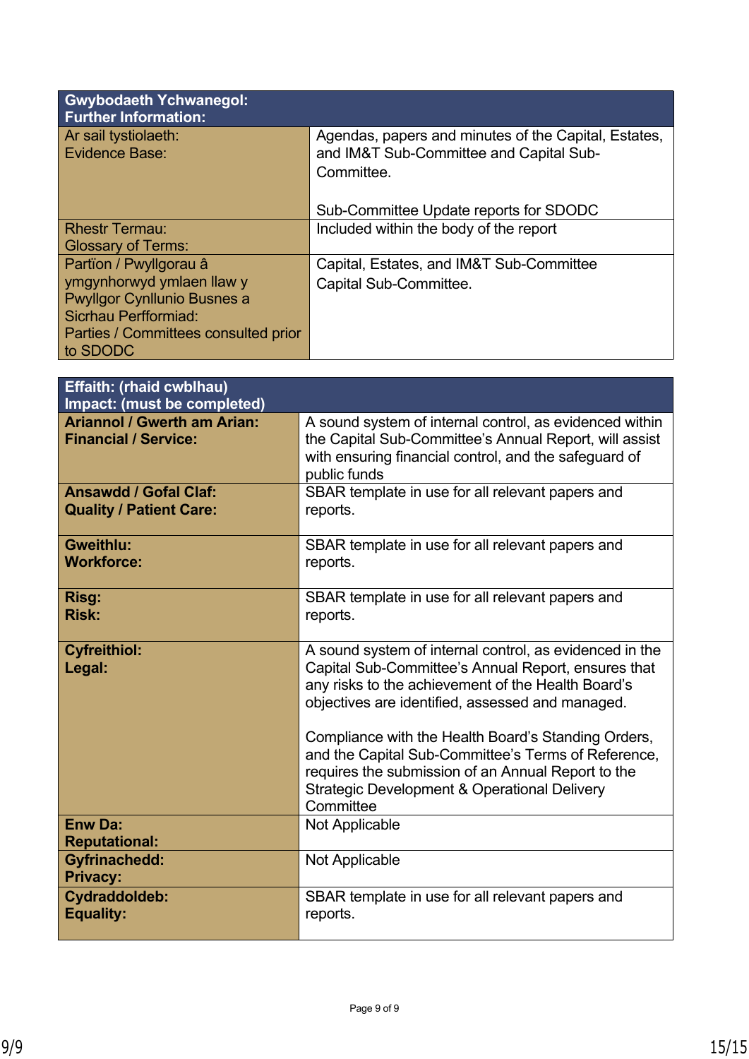| Gwybodaeth Ychwanegol: Further Information: | |
|---|---|
| Ar sail tystiolaeth: Evidence Base: | Agendas, papers and minutes of the Capital, Estates, and IM&T Sub-Committee and Capital Sub-Committee.<br><br>Sub-Committee Update reports for SDODC |
| Rhestr Termau: Glossary of Terms: | Included within the body of the report |
| Partïon / Pwyllgorau â ymgynhorwyd ymlaen llaw y Pwyllgor Cynllunio Busnes a Sicrhau Perfformiad: Parties / Committees consulted prior to SDODC | Capital, Estates, and IM&T Sub-Committee<br>Capital Sub-Committee. |

| Effaith: (rhaid cwblhau) Impact: (must be completed) | |
|---|---|
| **Ariannol / Gwerth am Arian: Financial / Service:** | A sound system of internal control, as evidenced within the Capital Sub-Committee's Annual Report, will assist with ensuring financial control, and the safeguard of public funds |
| **Ansawdd / Gofal Claf: Quality / Patient Care:** | SBAR template in use for all relevant papers and reports. |
| **Gweithlu: Workforce:** | SBAR template in use for all relevant papers and reports. |
| **Risg: Risk:** | SBAR template in use for all relevant papers and reports. |
| **Cyfreithiol: Legal:** | A sound system of internal control, as evidenced in the Capital Sub-Committee's Annual Report, ensures that any risks to the achievement of the Health Board's objectives are identified, assessed and managed.<br><br>Compliance with the Health Board's Standing Orders, and the Capital Sub-Committee's Terms of Reference, requires the submission of an Annual Report to the Strategic Development & Operational Delivery Committee |
| **Enw Da: Reputational:** | Not Applicable |
| **Gyfrinachedd: Privacy:** | Not Applicable |
| **Cydraddoldeb: Equality:** | SBAR template in use for all relevant papers and reports. |